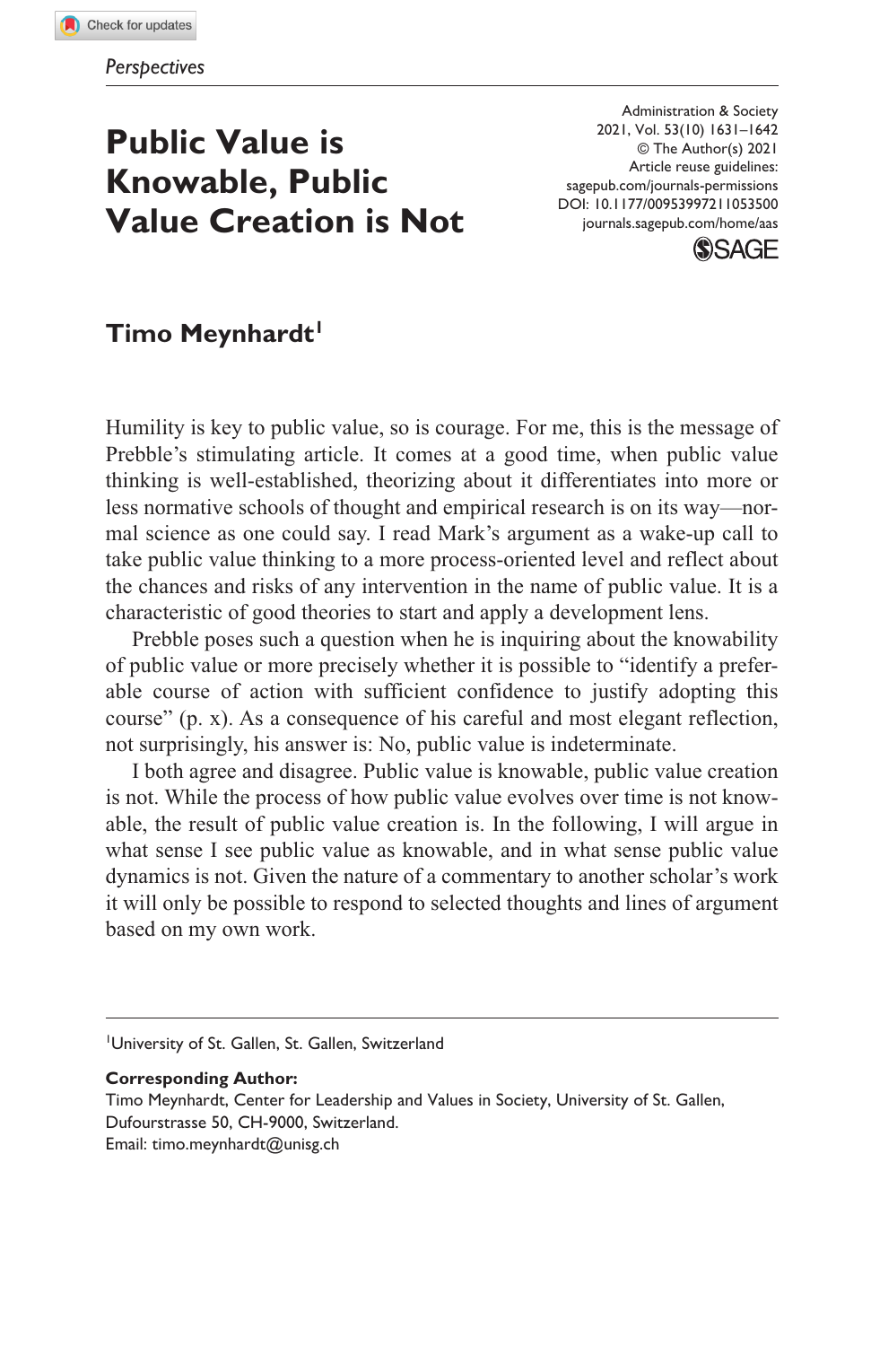*Perspectives*

# Public Value is Knowable, Public Value Creation is Not

DOI: 10.1177/00953997211053500

**Timo Meynhardt**[1]

Humility is key to public value, so is courage. For me, this is the message of Prebble's stimulating article. It comes at a good time, when public value thinking is well-established, theorizing about it differentiates into more or less normative schools of thought and empirical research is on its way—normal science as one could say. I read Mark's argument as a wake-up call to take public value thinking to a more process-oriented level and reflect about the chances and risks of any intervention in the name of public value. It is a characteristic of good theories to start and apply a development lens.

Prebble poses such a question when he is inquiring about the knowability of public value or more precisely whether it is possible to "identify a preferable course of action with sufficient confidence to justify adopting this course" (p. x). As a consequence of his careful and most elegant reflection, not surprisingly, his answer is: No, public value is indeterminate.

I both agree and disagree. Public value is knowable, public value creation is not. While the process of how public value evolves over time is not knowable, the result of public value creation is. In the following, I will argue in what sense I see public value as knowable, and in what sense public value dynamics is not. Given the nature of a commentary to another scholar's work it will only be possible to respond to selected thoughts and lines of argument based on my own work.

---

[1]University of St. Gallen, St. Gallen, Switzerland

**Corresponding Author:**
Timo Meynhardt, Center for Leadership and Values in Society, University of St. Gallen, Dufourstrasse 50, CH-9000, Switzerland.
Email: timo.meynhardt@unisg.ch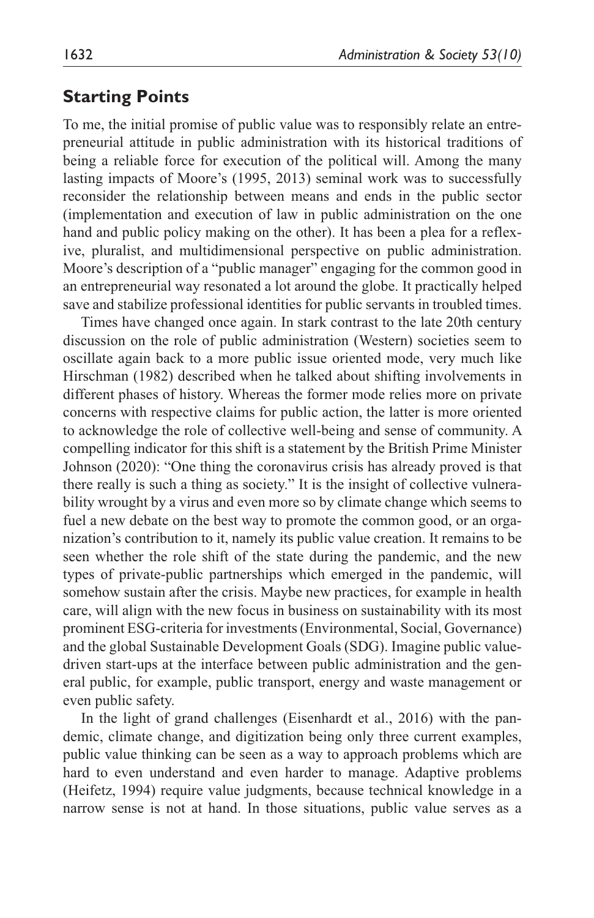## Starting Points

To me, the initial promise of public value was to responsibly relate an entrepreneurial attitude in public administration with its historical traditions of being a reliable force for execution of the political will. Among the many lasting impacts of Moore's (1995, 2013) seminal work was to successfully reconsider the relationship between means and ends in the public sector (implementation and execution of law in public administration on the one hand and public policy making on the other). It has been a plea for a reflexive, pluralist, and multidimensional perspective on public administration. Moore's description of a "public manager" engaging for the common good in an entrepreneurial way resonated a lot around the globe. It practically helped save and stabilize professional identities for public servants in troubled times.

Times have changed once again. In stark contrast to the late 20th century discussion on the role of public administration (Western) societies seem to oscillate again back to a more public issue oriented mode, very much like Hirschman (1982) described when he talked about shifting involvements in different phases of history. Whereas the former mode relies more on private concerns with respective claims for public action, the latter is more oriented to acknowledge the role of collective well-being and sense of community. A compelling indicator for this shift is a statement by the British Prime Minister Johnson (2020): "One thing the coronavirus crisis has already proved is that there really is such a thing as society." It is the insight of collective vulnerability wrought by a virus and even more so by climate change which seems to fuel a new debate on the best way to promote the common good, or an organization's contribution to it, namely its public value creation. It remains to be seen whether the role shift of the state during the pandemic, and the new types of private-public partnerships which emerged in the pandemic, will somehow sustain after the crisis. Maybe new practices, for example in health care, will align with the new focus in business on sustainability with its most prominent ESG-criteria for investments (Environmental, Social, Governance) and the global Sustainable Development Goals (SDG). Imagine public value-driven start-ups at the interface between public administration and the general public, for example, public transport, energy and waste management or even public safety.

In the light of grand challenges (Eisenhardt et al., 2016) with the pandemic, climate change, and digitization being only three current examples, public value thinking can be seen as a way to approach problems which are hard to even understand and even harder to manage. Adaptive problems (Heifetz, 1994) require value judgments, because technical knowledge in a narrow sense is not at hand. In those situations, public value serves as a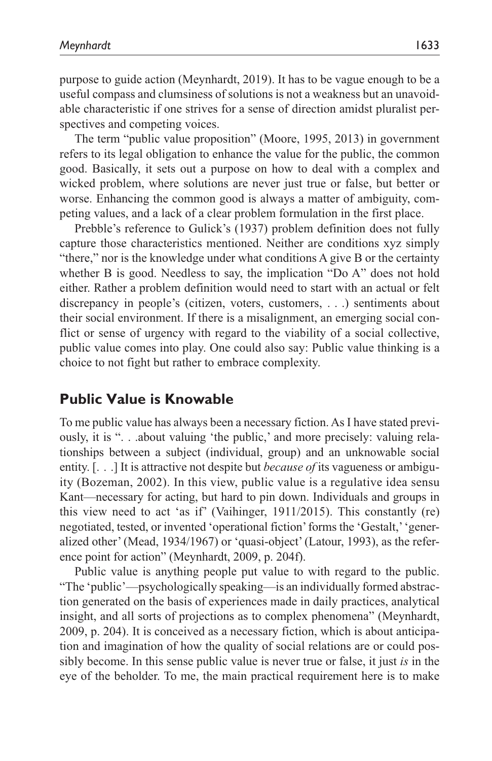purpose to guide action (Meynhardt, 2019). It has to be vague enough to be a useful compass and clumsiness of solutions is not a weakness but an unavoidable characteristic if one strives for a sense of direction amidst pluralist perspectives and competing voices.

The term "public value proposition" (Moore, 1995, 2013) in government refers to its legal obligation to enhance the value for the public, the common good. Basically, it sets out a purpose on how to deal with a complex and wicked problem, where solutions are never just true or false, but better or worse. Enhancing the common good is always a matter of ambiguity, competing values, and a lack of a clear problem formulation in the first place.

Prebble's reference to Gulick's (1937) problem definition does not fully capture those characteristics mentioned. Neither are conditions xyz simply "there," nor is the knowledge under what conditions A give B or the certainty whether B is good. Needless to say, the implication "Do A" does not hold either. Rather a problem definition would need to start with an actual or felt discrepancy in people's (citizen, voters, customers, . . .) sentiments about their social environment. If there is a misalignment, an emerging social conflict or sense of urgency with regard to the viability of a social collective, public value comes into play. One could also say: Public value thinking is a choice to not fight but rather to embrace complexity.

## Public Value is Knowable

To me public value has always been a necessary fiction. As I have stated previously, it is ". . .about valuing 'the public,' and more precisely: valuing relationships between a subject (individual, group) and an unknowable social entity. [. . .] It is attractive not despite but *because of* its vagueness or ambiguity (Bozeman, 2002). In this view, public value is a regulative idea sensu Kant—necessary for acting, but hard to pin down. Individuals and groups in this view need to act 'as if' (Vaihinger, 1911/2015). This constantly (re) negotiated, tested, or invented 'operational fiction' forms the 'Gestalt,' 'generalized other' (Mead, 1934/1967) or 'quasi-object' (Latour, 1993), as the reference point for action" (Meynhardt, 2009, p. 204f).

Public value is anything people put value to with regard to the public. "The 'public'—psychologically speaking—is an individually formed abstraction generated on the basis of experiences made in daily practices, analytical insight, and all sorts of projections as to complex phenomena" (Meynhardt, 2009, p. 204). It is conceived as a necessary fiction, which is about anticipation and imagination of how the quality of social relations are or could possibly become. In this sense public value is never true or false, it just *is* in the eye of the beholder. To me, the main practical requirement here is to make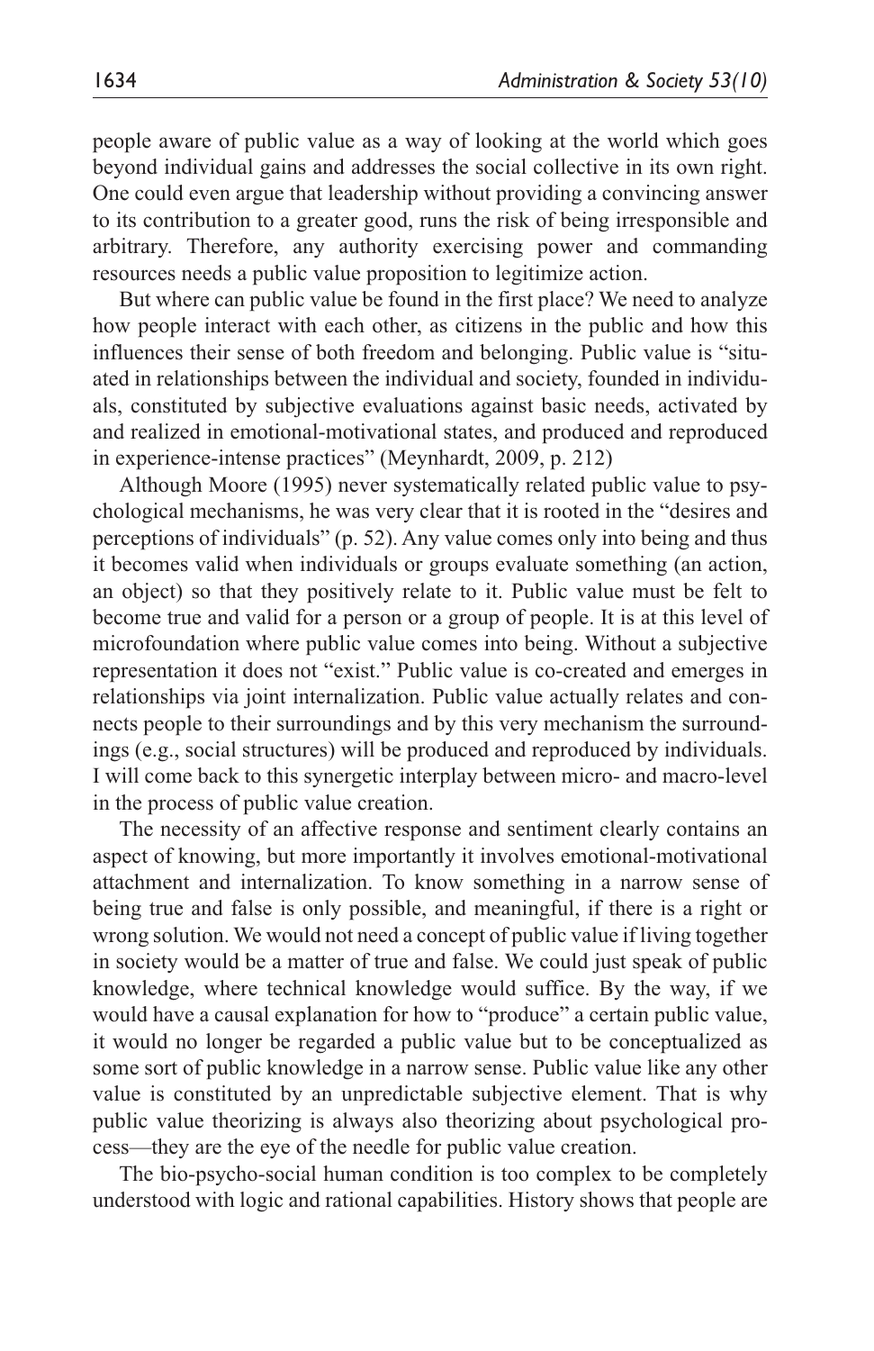people aware of public value as a way of looking at the world which goes beyond individual gains and addresses the social collective in its own right. One could even argue that leadership without providing a convincing answer to its contribution to a greater good, runs the risk of being irresponsible and arbitrary. Therefore, any authority exercising power and commanding resources needs a public value proposition to legitimize action.

But where can public value be found in the first place? We need to analyze how people interact with each other, as citizens in the public and how this influences their sense of both freedom and belonging. Public value is "situated in relationships between the individual and society, founded in individuals, constituted by subjective evaluations against basic needs, activated by and realized in emotional-motivational states, and produced and reproduced in experience-intense practices" (Meynhardt, 2009, p. 212)

Although Moore (1995) never systematically related public value to psychological mechanisms, he was very clear that it is rooted in the "desires and perceptions of individuals" (p. 52). Any value comes only into being and thus it becomes valid when individuals or groups evaluate something (an action, an object) so that they positively relate to it. Public value must be felt to become true and valid for a person or a group of people. It is at this level of microfoundation where public value comes into being. Without a subjective representation it does not "exist." Public value is co-created and emerges in relationships via joint internalization. Public value actually relates and connects people to their surroundings and by this very mechanism the surroundings (e.g., social structures) will be produced and reproduced by individuals. I will come back to this synergetic interplay between micro- and macro-level in the process of public value creation.

The necessity of an affective response and sentiment clearly contains an aspect of knowing, but more importantly it involves emotional-motivational attachment and internalization. To know something in a narrow sense of being true and false is only possible, and meaningful, if there is a right or wrong solution. We would not need a concept of public value if living together in society would be a matter of true and false. We could just speak of public knowledge, where technical knowledge would suffice. By the way, if we would have a causal explanation for how to "produce" a certain public value, it would no longer be regarded a public value but to be conceptualized as some sort of public knowledge in a narrow sense. Public value like any other value is constituted by an unpredictable subjective element. That is why public value theorizing is always also theorizing about psychological process—they are the eye of the needle for public value creation.

The bio-psycho-social human condition is too complex to be completely understood with logic and rational capabilities. History shows that people are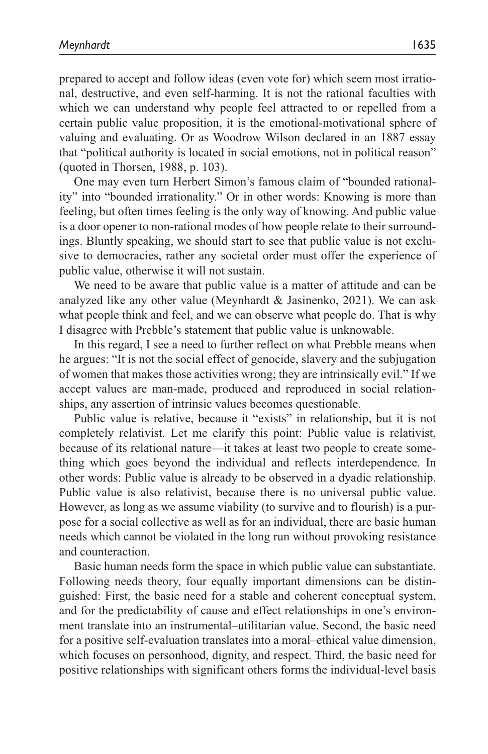prepared to accept and follow ideas (even vote for) which seem most irrational, destructive, and even self-harming. It is not the rational faculties with which we can understand why people feel attracted to or repelled from a certain public value proposition, it is the emotional-motivational sphere of valuing and evaluating. Or as Woodrow Wilson declared in an 1887 essay that "political authority is located in social emotions, not in political reason" (quoted in Thorsen, 1988, p. 103).

One may even turn Herbert Simon's famous claim of "bounded rationality" into "bounded irrationality." Or in other words: Knowing is more than feeling, but often times feeling is the only way of knowing. And public value is a door opener to non-rational modes of how people relate to their surroundings. Bluntly speaking, we should start to see that public value is not exclusive to democracies, rather any societal order must offer the experience of public value, otherwise it will not sustain.

We need to be aware that public value is a matter of attitude and can be analyzed like any other value (Meynhardt & Jasinenko, 2021). We can ask what people think and feel, and we can observe what people do. That is why I disagree with Prebble's statement that public value is unknowable.

In this regard, I see a need to further reflect on what Prebble means when he argues: "It is not the social effect of genocide, slavery and the subjugation of women that makes those activities wrong; they are intrinsically evil." If we accept values are man-made, produced and reproduced in social relationships, any assertion of intrinsic values becomes questionable.

Public value is relative, because it "exists" in relationship, but it is not completely relativist. Let me clarify this point: Public value is relativist, because of its relational nature—it takes at least two people to create something which goes beyond the individual and reflects interdependence. In other words: Public value is already to be observed in a dyadic relationship. Public value is also relativist, because there is no universal public value. However, as long as we assume viability (to survive and to flourish) is a purpose for a social collective as well as for an individual, there are basic human needs which cannot be violated in the long run without provoking resistance and counteraction.

Basic human needs form the space in which public value can substantiate. Following needs theory, four equally important dimensions can be distinguished: First, the basic need for a stable and coherent conceptual system, and for the predictability of cause and effect relationships in one's environment translate into an instrumental–utilitarian value. Second, the basic need for a positive self-evaluation translates into a moral–ethical value dimension, which focuses on personhood, dignity, and respect. Third, the basic need for positive relationships with significant others forms the individual-level basis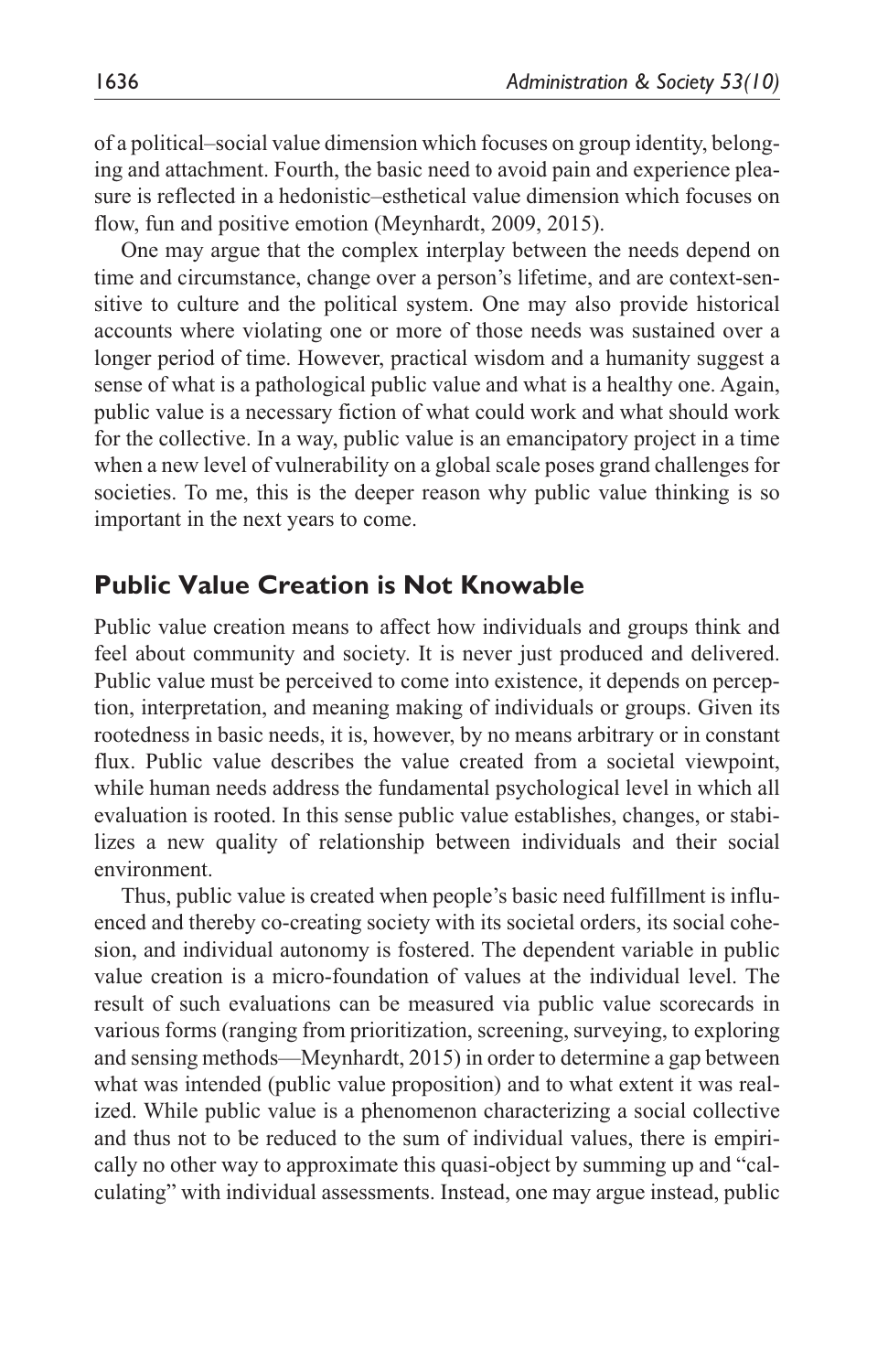of a political–social value dimension which focuses on group identity, belonging and attachment. Fourth, the basic need to avoid pain and experience pleasure is reflected in a hedonistic–esthetical value dimension which focuses on flow, fun and positive emotion (Meynhardt, 2009, 2015).

One may argue that the complex interplay between the needs depend on time and circumstance, change over a person's lifetime, and are context-sensitive to culture and the political system. One may also provide historical accounts where violating one or more of those needs was sustained over a longer period of time. However, practical wisdom and a humanity suggest a sense of what is a pathological public value and what is a healthy one. Again, public value is a necessary fiction of what could work and what should work for the collective. In a way, public value is an emancipatory project in a time when a new level of vulnerability on a global scale poses grand challenges for societies. To me, this is the deeper reason why public value thinking is so important in the next years to come.

## Public Value Creation is Not Knowable

Public value creation means to affect how individuals and groups think and feel about community and society. It is never just produced and delivered. Public value must be perceived to come into existence, it depends on perception, interpretation, and meaning making of individuals or groups. Given its rootedness in basic needs, it is, however, by no means arbitrary or in constant flux. Public value describes the value created from a societal viewpoint, while human needs address the fundamental psychological level in which all evaluation is rooted. In this sense public value establishes, changes, or stabilizes a new quality of relationship between individuals and their social environment.

Thus, public value is created when people's basic need fulfillment is influenced and thereby co-creating society with its societal orders, its social cohesion, and individual autonomy is fostered. The dependent variable in public value creation is a micro-foundation of values at the individual level. The result of such evaluations can be measured via public value scorecards in various forms (ranging from prioritization, screening, surveying, to exploring and sensing methods—Meynhardt, 2015) in order to determine a gap between what was intended (public value proposition) and to what extent it was realized. While public value is a phenomenon characterizing a social collective and thus not to be reduced to the sum of individual values, there is empirically no other way to approximate this quasi-object by summing up and "calculating" with individual assessments. Instead, one may argue instead, public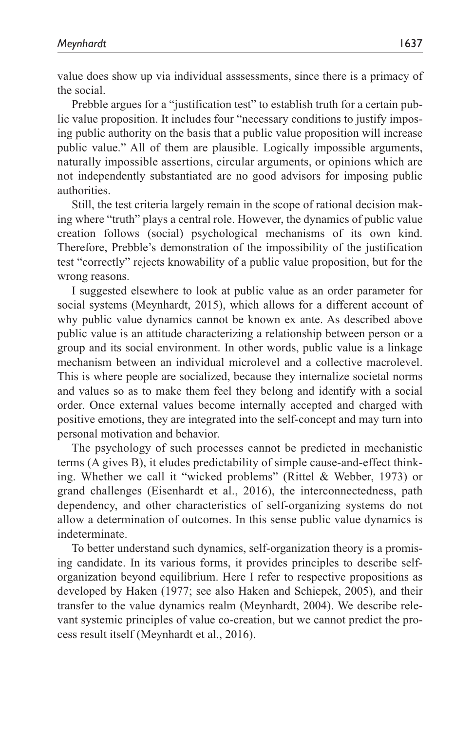value does show up via individual asssessments, since there is a primacy of the social.

Prebble argues for a "justification test" to establish truth for a certain public value proposition. It includes four "necessary conditions to justify imposing public authority on the basis that a public value proposition will increase public value." All of them are plausible. Logically impossible arguments, naturally impossible assertions, circular arguments, or opinions which are not independently substantiated are no good advisors for imposing public authorities.

Still, the test criteria largely remain in the scope of rational decision making where "truth" plays a central role. However, the dynamics of public value creation follows (social) psychological mechanisms of its own kind. Therefore, Prebble's demonstration of the impossibility of the justification test "correctly" rejects knowability of a public value proposition, but for the wrong reasons.

I suggested elsewhere to look at public value as an order parameter for social systems (Meynhardt, 2015), which allows for a different account of why public value dynamics cannot be known ex ante. As described above public value is an attitude characterizing a relationship between person or a group and its social environment. In other words, public value is a linkage mechanism between an individual microlevel and a collective macrolevel. This is where people are socialized, because they internalize societal norms and values so as to make them feel they belong and identify with a social order. Once external values become internally accepted and charged with positive emotions, they are integrated into the self-concept and may turn into personal motivation and behavior.

The psychology of such processes cannot be predicted in mechanistic terms (A gives B), it eludes predictability of simple cause-and-effect thinking. Whether we call it "wicked problems" (Rittel & Webber, 1973) or grand challenges (Eisenhardt et al., 2016), the interconnectedness, path dependency, and other characteristics of self-organizing systems do not allow a determination of outcomes. In this sense public value dynamics is indeterminate.

To better understand such dynamics, self-organization theory is a promising candidate. In its various forms, it provides principles to describe self-organization beyond equilibrium. Here I refer to respective propositions as developed by Haken (1977; see also Haken and Schiepek, 2005), and their transfer to the value dynamics realm (Meynhardt, 2004). We describe relevant systemic principles of value co-creation, but we cannot predict the process result itself (Meynhardt et al., 2016).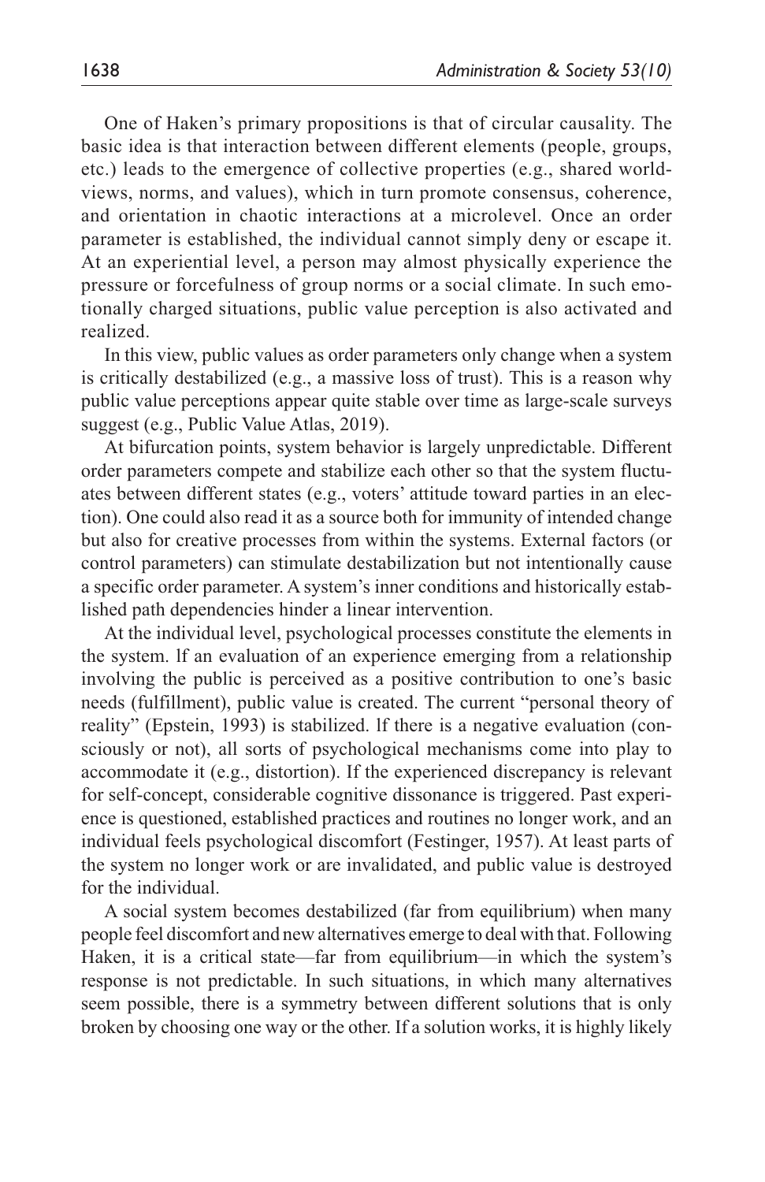One of Haken's primary propositions is that of circular causality. The basic idea is that interaction between different elements (people, groups, etc.) leads to the emergence of collective properties (e.g., shared worldviews, norms, and values), which in turn promote consensus, coherence, and orientation in chaotic interactions at a microlevel. Once an order parameter is established, the individual cannot simply deny or escape it. At an experiential level, a person may almost physically experience the pressure or forcefulness of group norms or a social climate. In such emotionally charged situations, public value perception is also activated and realized.

In this view, public values as order parameters only change when a system is critically destabilized (e.g., a massive loss of trust). This is a reason why public value perceptions appear quite stable over time as large-scale surveys suggest (e.g., Public Value Atlas, 2019).

At bifurcation points, system behavior is largely unpredictable. Different order parameters compete and stabilize each other so that the system fluctuates between different states (e.g., voters' attitude toward parties in an election). One could also read it as a source both for immunity of intended change but also for creative processes from within the systems. External factors (or control parameters) can stimulate destabilization but not intentionally cause a specific order parameter. A system's inner conditions and historically established path dependencies hinder a linear intervention.

At the individual level, psychological processes constitute the elements in the system. If an evaluation of an experience emerging from a relationship involving the public is perceived as a positive contribution to one's basic needs (fulfillment), public value is created. The current "personal theory of reality" (Epstein, 1993) is stabilized. If there is a negative evaluation (consciously or not), all sorts of psychological mechanisms come into play to accommodate it (e.g., distortion). If the experienced discrepancy is relevant for self-concept, considerable cognitive dissonance is triggered. Past experience is questioned, established practices and routines no longer work, and an individual feels psychological discomfort (Festinger, 1957). At least parts of the system no longer work or are invalidated, and public value is destroyed for the individual.

A social system becomes destabilized (far from equilibrium) when many people feel discomfort and new alternatives emerge to deal with that. Following Haken, it is a critical state—far from equilibrium—in which the system's response is not predictable. In such situations, in which many alternatives seem possible, there is a symmetry between different solutions that is only broken by choosing one way or the other. If a solution works, it is highly likely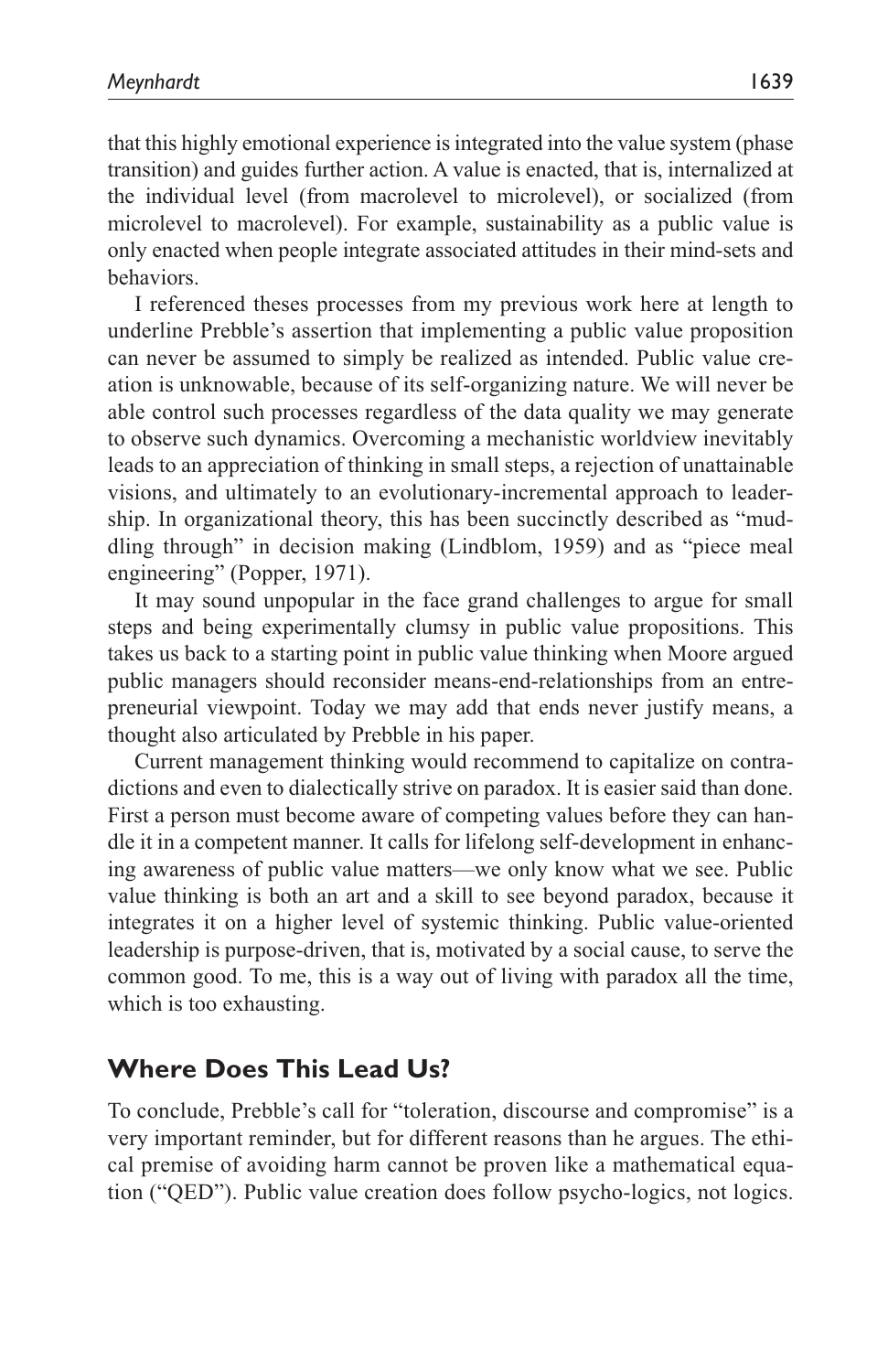that this highly emotional experience is integrated into the value system (phase transition) and guides further action. A value is enacted, that is, internalized at the individual level (from macrolevel to microlevel), or socialized (from microlevel to macrolevel). For example, sustainability as a public value is only enacted when people integrate associated attitudes in their mind-sets and behaviors.

I referenced theses processes from my previous work here at length to underline Prebble's assertion that implementing a public value proposition can never be assumed to simply be realized as intended. Public value creation is unknowable, because of its self-organizing nature. We will never be able control such processes regardless of the data quality we may generate to observe such dynamics. Overcoming a mechanistic worldview inevitably leads to an appreciation of thinking in small steps, a rejection of unattainable visions, and ultimately to an evolutionary-incremental approach to leadership. In organizational theory, this has been succinctly described as "muddling through" in decision making (Lindblom, 1959) and as "piece meal engineering" (Popper, 1971).

It may sound unpopular in the face grand challenges to argue for small steps and being experimentally clumsy in public value propositions. This takes us back to a starting point in public value thinking when Moore argued public managers should reconsider means-end-relationships from an entrepreneurial viewpoint. Today we may add that ends never justify means, a thought also articulated by Prebble in his paper.

Current management thinking would recommend to capitalize on contradictions and even to dialectically strive on paradox. It is easier said than done. First a person must become aware of competing values before they can handle it in a competent manner. It calls for lifelong self-development in enhancing awareness of public value matters—we only know what we see. Public value thinking is both an art and a skill to see beyond paradox, because it integrates it on a higher level of systemic thinking. Public value-oriented leadership is purpose-driven, that is, motivated by a social cause, to serve the common good. To me, this is a way out of living with paradox all the time, which is too exhausting.

## Where Does This Lead Us?

To conclude, Prebble's call for "toleration, discourse and compromise" is a very important reminder, but for different reasons than he argues. The ethical premise of avoiding harm cannot be proven like a mathematical equation ("QED"). Public value creation does follow psycho-logics, not logics.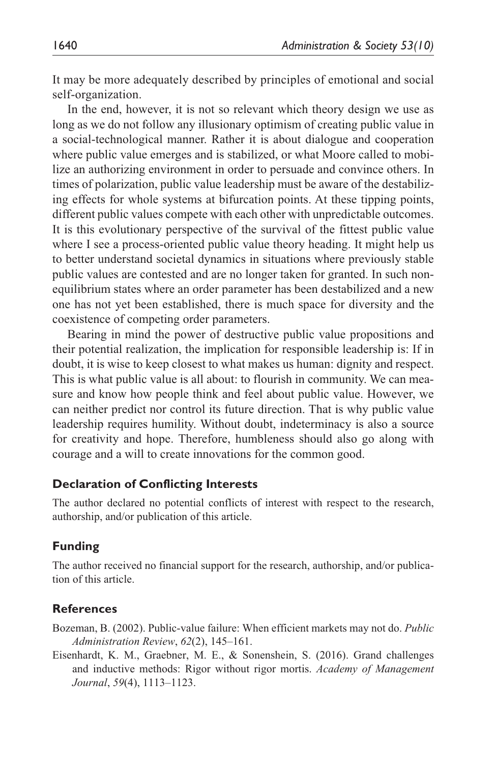It may be more adequately described by principles of emotional and social self-organization.

In the end, however, it is not so relevant which theory design we use as long as we do not follow any illusionary optimism of creating public value in a social-technological manner. Rather it is about dialogue and cooperation where public value emerges and is stabilized, or what Moore called to mobilize an authorizing environment in order to persuade and convince others. In times of polarization, public value leadership must be aware of the destabilizing effects for whole systems at bifurcation points. At these tipping points, different public values compete with each other with unpredictable outcomes. It is this evolutionary perspective of the survival of the fittest public value where I see a process-oriented public value theory heading. It might help us to better understand societal dynamics in situations where previously stable public values are contested and are no longer taken for granted. In such non-equilibrium states where an order parameter has been destabilized and a new one has not yet been established, there is much space for diversity and the coexistence of competing order parameters.

Bearing in mind the power of destructive public value propositions and their potential realization, the implication for responsible leadership is: If in doubt, it is wise to keep closest to what makes us human: dignity and respect. This is what public value is all about: to flourish in community. We can measure and know how people think and feel about public value. However, we can neither predict nor control its future direction. That is why public value leadership requires humility. Without doubt, indeterminacy is also a source for creativity and hope. Therefore, humbleness should also go along with courage and a will to create innovations for the common good.

## Declaration of Conflicting Interests

The author declared no potential conflicts of interest with respect to the research, authorship, and/or publication of this article.

## Funding

The author received no financial support for the research, authorship, and/or publication of this article.

## References

Bozeman, B. (2002). Public-value failure: When efficient markets may not do. *Public Administration Review*, *62*(2), 145–161.

Eisenhardt, K. M., Graebner, M. E., & Sonenshein, S. (2016). Grand challenges and inductive methods: Rigor without rigor mortis. *Academy of Management Journal*, *59*(4), 1113–1123.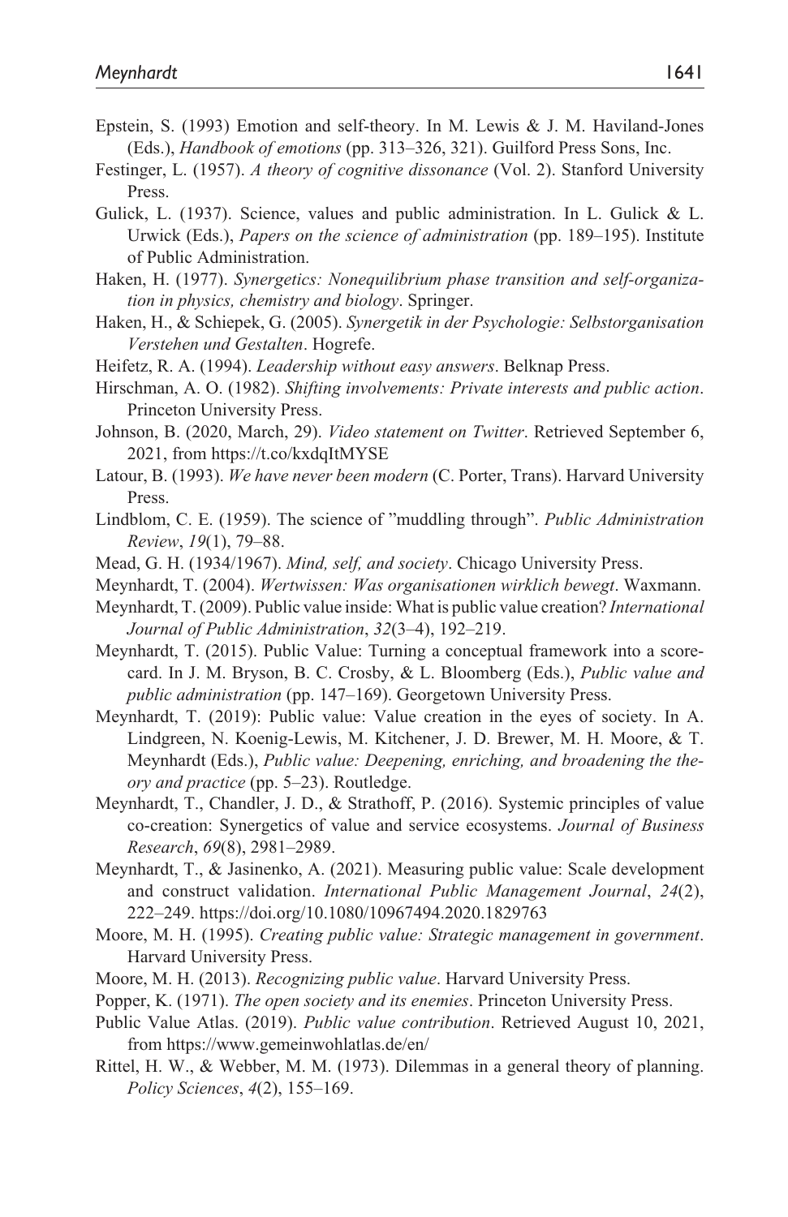Epstein, S. (1993) Emotion and self-theory. In M. Lewis & J. M. Haviland-Jones (Eds.), *Handbook of emotions* (pp. 313–326, 321). Guilford Press Sons, Inc.

Festinger, L. (1957). *A theory of cognitive dissonance* (Vol. 2). Stanford University Press.

Gulick, L. (1937). Science, values and public administration. In L. Gulick & L. Urwick (Eds.), *Papers on the science of administration* (pp. 189–195). Institute of Public Administration.

Haken, H. (1977). *Synergetics: Nonequilibrium phase transition and self-organization in physics, chemistry and biology*. Springer.

Haken, H., & Schiepek, G. (2005). *Synergetik in der Psychologie: Selbstorganisation Verstehen und Gestalten*. Hogrefe.

Heifetz, R. A. (1994). *Leadership without easy answers*. Belknap Press.

Hirschman, A. O. (1982). *Shifting involvements: Private interests and public action*. Princeton University Press.

Johnson, B. (2020, March, 29). *Video statement on Twitter*. Retrieved September 6, 2021, from https://t.co/kxdqItMYSE

Latour, B. (1993). *We have never been modern* (C. Porter, Trans). Harvard University Press.

Lindblom, C. E. (1959). The science of "muddling through". *Public Administration Review*, *19*(1), 79–88.

Mead, G. H. (1934/1967). *Mind, self, and society*. Chicago University Press.

Meynhardt, T. (2004). *Wertwissen: Was organisationen wirklich bewegt*. Waxmann.

Meynhardt, T. (2009). Public value inside: What is public value creation? *International Journal of Public Administration*, *32*(3–4), 192–219.

Meynhardt, T. (2015). Public Value: Turning a conceptual framework into a scorecard. In J. M. Bryson, B. C. Crosby, & L. Bloomberg (Eds.), *Public value and public administration* (pp. 147–169). Georgetown University Press.

Meynhardt, T. (2019): Public value: Value creation in the eyes of society. In A. Lindgreen, N. Koenig-Lewis, M. Kitchener, J. D. Brewer, M. H. Moore, & T. Meynhardt (Eds.), *Public value: Deepening, enriching, and broadening the theory and practice* (pp. 5–23). Routledge.

Meynhardt, T., Chandler, J. D., & Strathoff, P. (2016). Systemic principles of value co-creation: Synergetics of value and service ecosystems. *Journal of Business Research*, *69*(8), 2981–2989.

Meynhardt, T., & Jasinenko, A. (2021). Measuring public value: Scale development and construct validation. *International Public Management Journal*, *24*(2), 222–249. https://doi.org/10.1080/10967494.2020.1829763

Moore, M. H. (1995). *Creating public value: Strategic management in government*. Harvard University Press.

Moore, M. H. (2013). *Recognizing public value*. Harvard University Press.

Popper, K. (1971). *The open society and its enemies*. Princeton University Press.

Public Value Atlas. (2019). *Public value contribution*. Retrieved August 10, 2021, from https://www.gemeinwohlatlas.de/en/

Rittel, H. W., & Webber, M. M. (1973). Dilemmas in a general theory of planning. *Policy Sciences*, *4*(2), 155–169.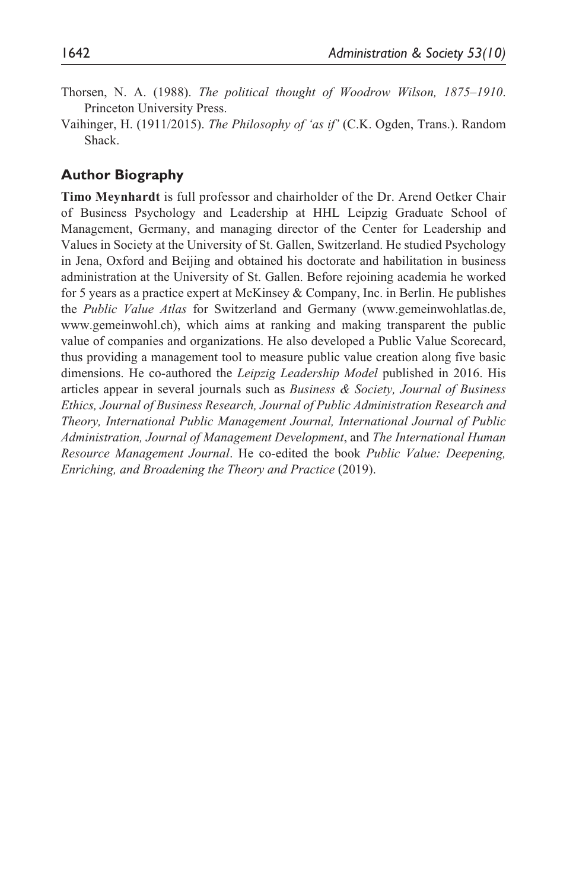Thorsen, N. A. (1988). *The political thought of Woodrow Wilson, 1875–1910*. Princeton University Press.

Vaihinger, H. (1911/2015). *The Philosophy of 'as if'* (C.K. Ogden, Trans.). Random Shack.

## Author Biography

**Timo Meynhardt** is full professor and chairholder of the Dr. Arend Oetker Chair of Business Psychology and Leadership at HHL Leipzig Graduate School of Management, Germany, and managing director of the Center for Leadership and Values in Society at the University of St. Gallen, Switzerland. He studied Psychology in Jena, Oxford and Beijing and obtained his doctorate and habilitation in business administration at the University of St. Gallen. Before rejoining academia he worked for 5 years as a practice expert at McKinsey & Company, Inc. in Berlin. He publishes the *Public Value Atlas* for Switzerland and Germany (www.gemeinwohlatlas.de, www.gemeinwohl.ch), which aims at ranking and making transparent the public value of companies and organizations. He also developed a Public Value Scorecard, thus providing a management tool to measure public value creation along five basic dimensions. He co-authored the *Leipzig Leadership Model* published in 2016. His articles appear in several journals such as *Business & Society, Journal of Business Ethics, Journal of Business Research, Journal of Public Administration Research and Theory, International Public Management Journal, International Journal of Public Administration, Journal of Management Development*, and *The International Human Resource Management Journal*. He co-edited the book *Public Value: Deepening, Enriching, and Broadening the Theory and Practice* (2019).